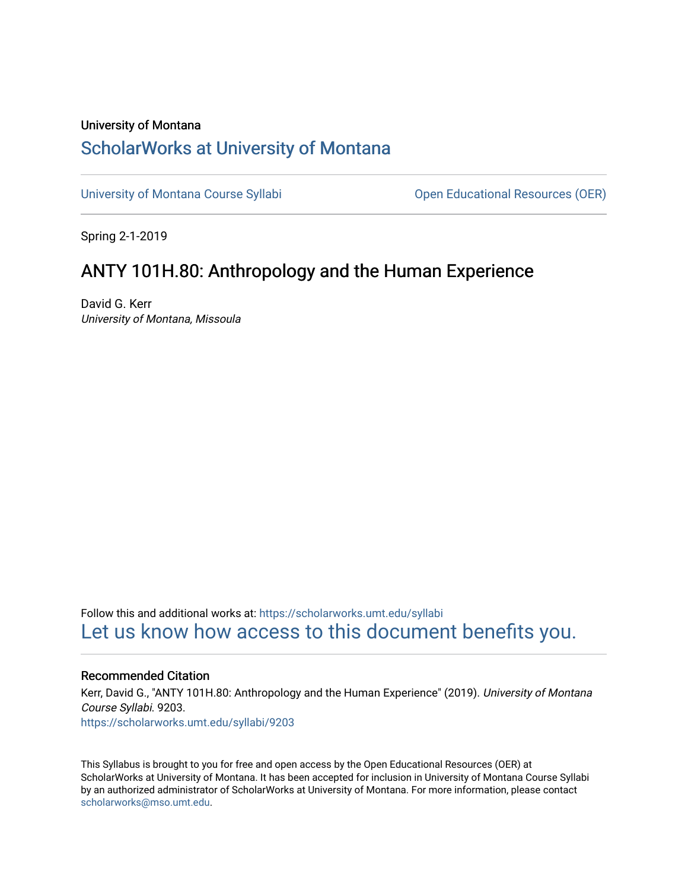University of Montana

# ScholarWorks at University of Montana

University of Montana Course Syllabi | Open Educational Resources (OER)

---

Spring 2-1-2019

## ANTY 101H.80: Anthropology and the Human Experience

David G. Kerr
*University of Montana, Missoula*

Follow this and additional works at: https://scholarworks.umt.edu/syllabi

Let us know how access to this document benefits you.

---

### Recommended Citation

Kerr, David G., "ANTY 101H.80: Anthropology and the Human Experience" (2019). *University of Montana Course Syllabi*. 9203.
https://scholarworks.umt.edu/syllabi/9203

This Syllabus is brought to you for free and open access by the Open Educational Resources (OER) at ScholarWorks at University of Montana. It has been accepted for inclusion in University of Montana Course Syllabi by an authorized administrator of ScholarWorks at University of Montana. For more information, please contact scholarworks@mso.umt.edu.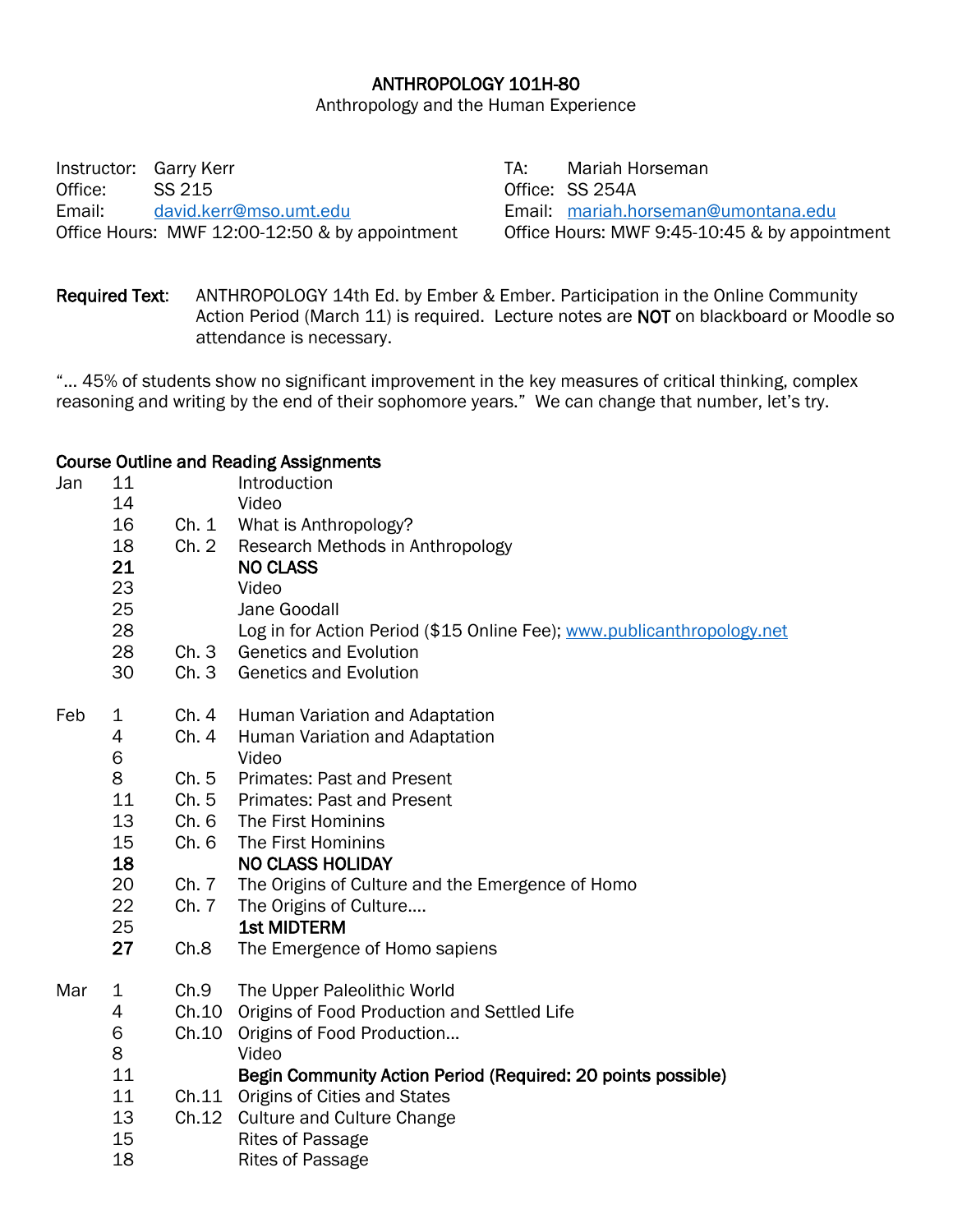# ANTHROPOLOGY 101H-80

Anthropology and the Human Experience

Instructor: Garry Kerr
Office: SS 215
Email: david.kerr@mso.umt.edu
Office Hours: MWF 12:00-12:50 & by appointment

TA: Mariah Horseman
Office: SS 254A
Email: mariah.horseman@umontana.edu
Office Hours: MWF 9:45-10:45 & by appointment

**Required Text**: ANTHROPOLOGY 14th Ed. by Ember & Ember. Participation in the Online Community Action Period (March 11) is required. Lecture notes are **NOT** on blackboard or Moodle so attendance is necessary.

"… 45% of students show no significant improvement in the key measures of critical thinking, complex reasoning and writing by the end of their sophomore years." We can change that number, let's try.

## Course Outline and Reading Assignments

| | | | |
|---|---|---|---|
| Jan | 11 | | Introduction |
| | 14 | | Video |
| | 16 | Ch. 1 | What is Anthropology? |
| | 18 | Ch. 2 | Research Methods in Anthropology |
| | **21** | | **NO CLASS** |
| | 23 | | Video |
| | 25 | | Jane Goodall |
| | 28 | | Log in for Action Period ($15 Online Fee); www.publicanthropology.net |
| | 28 | Ch. 3 | Genetics and Evolution |
| | 30 | Ch. 3 | Genetics and Evolution |
| Feb | 1 | Ch. 4 | Human Variation and Adaptation |
| | 4 | Ch. 4 | Human Variation and Adaptation |
| | 6 | | Video |
| | 8 | Ch. 5 | Primates: Past and Present |
| | 11 | Ch. 5 | Primates: Past and Present |
| | 13 | Ch. 6 | The First Hominins |
| | 15 | Ch. 6 | The First Hominins |
| | **18** | | **NO CLASS HOLIDAY** |
| | 20 | Ch. 7 | The Origins of Culture and the Emergence of Homo |
| | 22 | Ch. 7 | The Origins of Culture…. |
| | 25 | | **1st MIDTERM** |
| | **27** | Ch.8 | The Emergence of Homo sapiens |
| Mar | 1 | Ch.9 | The Upper Paleolithic World |
| | 4 | Ch.10 | Origins of Food Production and Settled Life |
| | 6 | Ch.10 | Origins of Food Production… |
| | 8 | | Video |
| | 11 | | **Begin Community Action Period (Required: 20 points possible)** |
| | 11 | Ch.11 | Origins of Cities and States |
| | 13 | Ch.12 | Culture and Culture Change |
| | 15 | | Rites of Passage |
| | 18 | | Rites of Passage |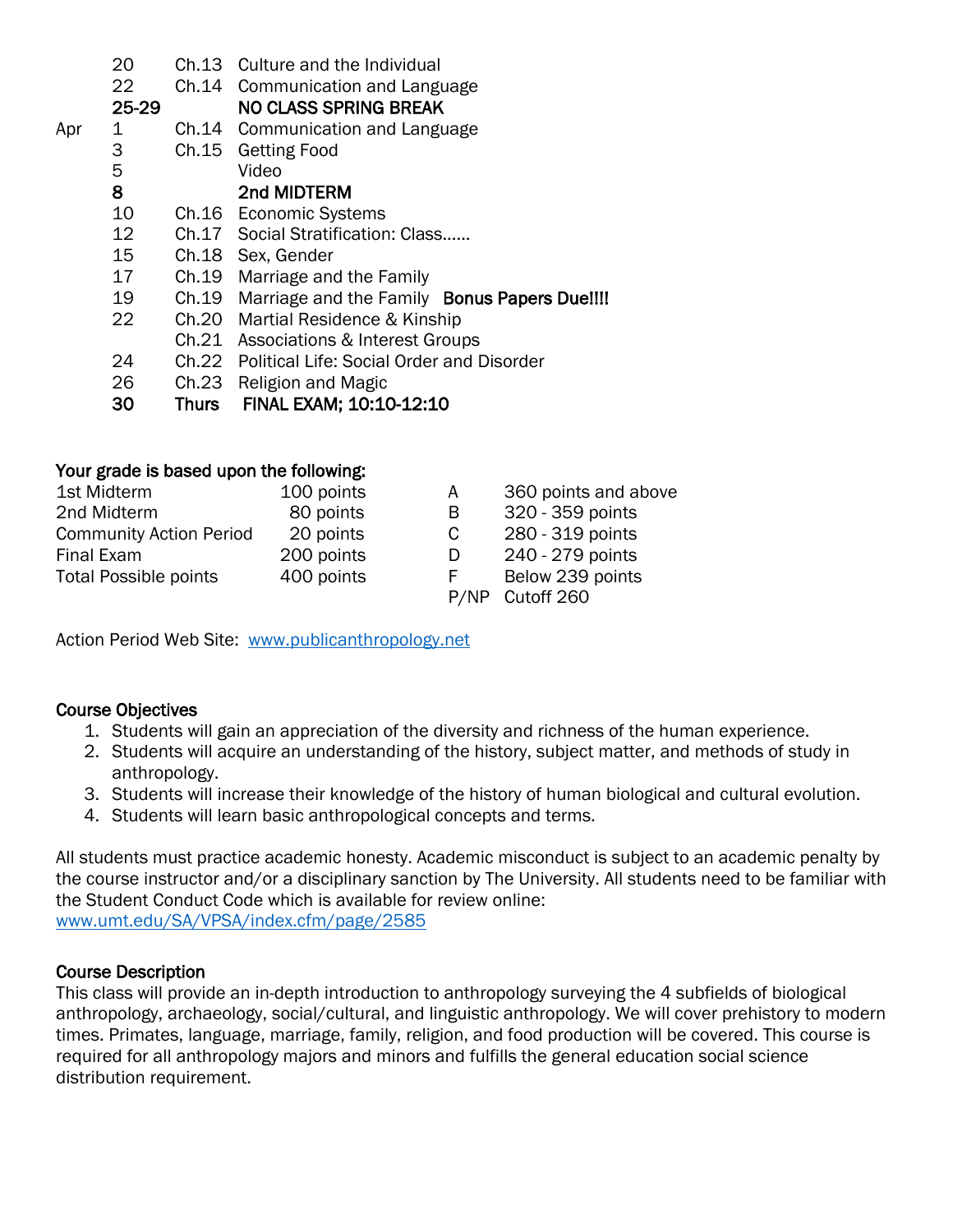| | | | |
|---|---|---|---|
| | 20 | Ch.13 | Culture and the Individual |
| | 22 | Ch.14 | Communication and Language |
| | **25-29** | | **NO CLASS SPRING BREAK** |
| Apr | 1 | Ch.14 | Communication and Language |
| | 3 | Ch.15 | Getting Food |
| | 5 | | Video |
| | **8** | | **2nd MIDTERM** |
| | 10 | Ch.16 | Economic Systems |
| | 12 | Ch.17 | Social Stratification: Class…… |
| | 15 | Ch.18 | Sex, Gender |
| | 17 | Ch.19 | Marriage and the Family |
| | 19 | Ch.19 | Marriage and the Family **Bonus Papers Due!!!!** |
| | 22 | Ch.20 | Martial Residence & Kinship |
| | | Ch.21 | Associations & Interest Groups |
| | 24 | Ch.22 | Political Life: Social Order and Disorder |
| | 26 | Ch.23 | Religion and Magic |
| | **30** | **Thurs** | **FINAL EXAM; 10:10-12:10** |

**Your grade is based upon the following:**

| | | | |
|---|---|---|---|
| 1st Midterm | 100 points | A | 360 points and above |
| 2nd Midterm | 80 points | B | 320 - 359 points |
| Community Action Period | 20 points | C | 280 - 319 points |
| Final Exam | 200 points | D | 240 - 279 points |
| Total Possible points | 400 points | F | Below 239 points |
| | | P/NP | Cutoff 260 |

Action Period Web Site: www.publicanthropology.net

**Course Objectives**

1. Students will gain an appreciation of the diversity and richness of the human experience.
2. Students will acquire an understanding of the history, subject matter, and methods of study in anthropology.
3. Students will increase their knowledge of the history of human biological and cultural evolution.
4. Students will learn basic anthropological concepts and terms.

All students must practice academic honesty. Academic misconduct is subject to an academic penalty by the course instructor and/or a disciplinary sanction by The University. All students need to be familiar with the Student Conduct Code which is available for review online: www.umt.edu/SA/VPSA/index.cfm/page/2585

**Course Description**

This class will provide an in-depth introduction to anthropology surveying the 4 subfields of biological anthropology, archaeology, social/cultural, and linguistic anthropology. We will cover prehistory to modern times. Primates, language, marriage, family, religion, and food production will be covered. This course is required for all anthropology majors and minors and fulfills the general education social science distribution requirement.